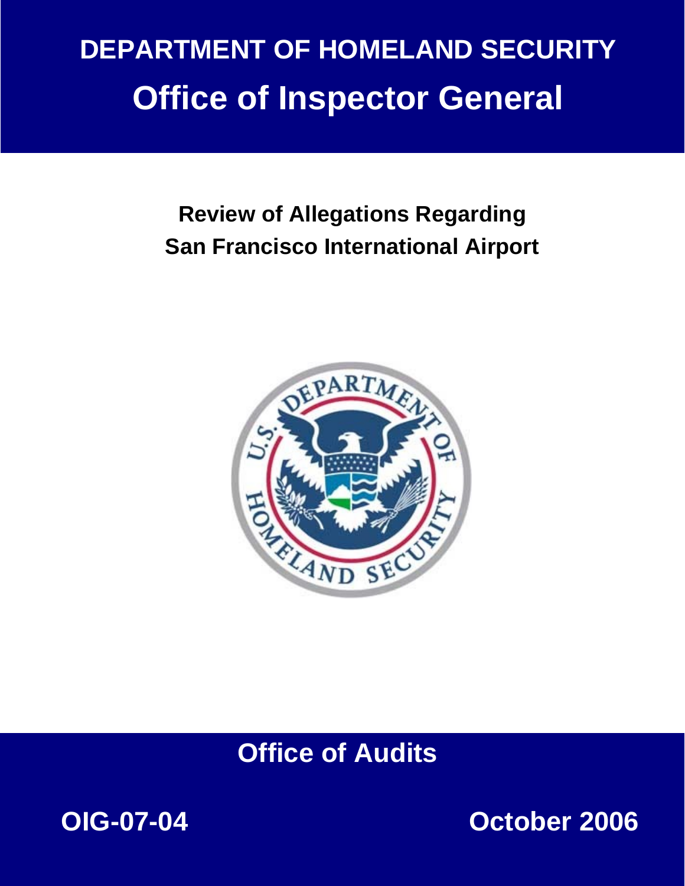# DEPARTMENT OF HOMELAND SECURITY

# Office of Inspector General

## Review of Allegations Regarding San Francisco International Airport

**Office of Audits**

**OIG-07-04** **October 2006**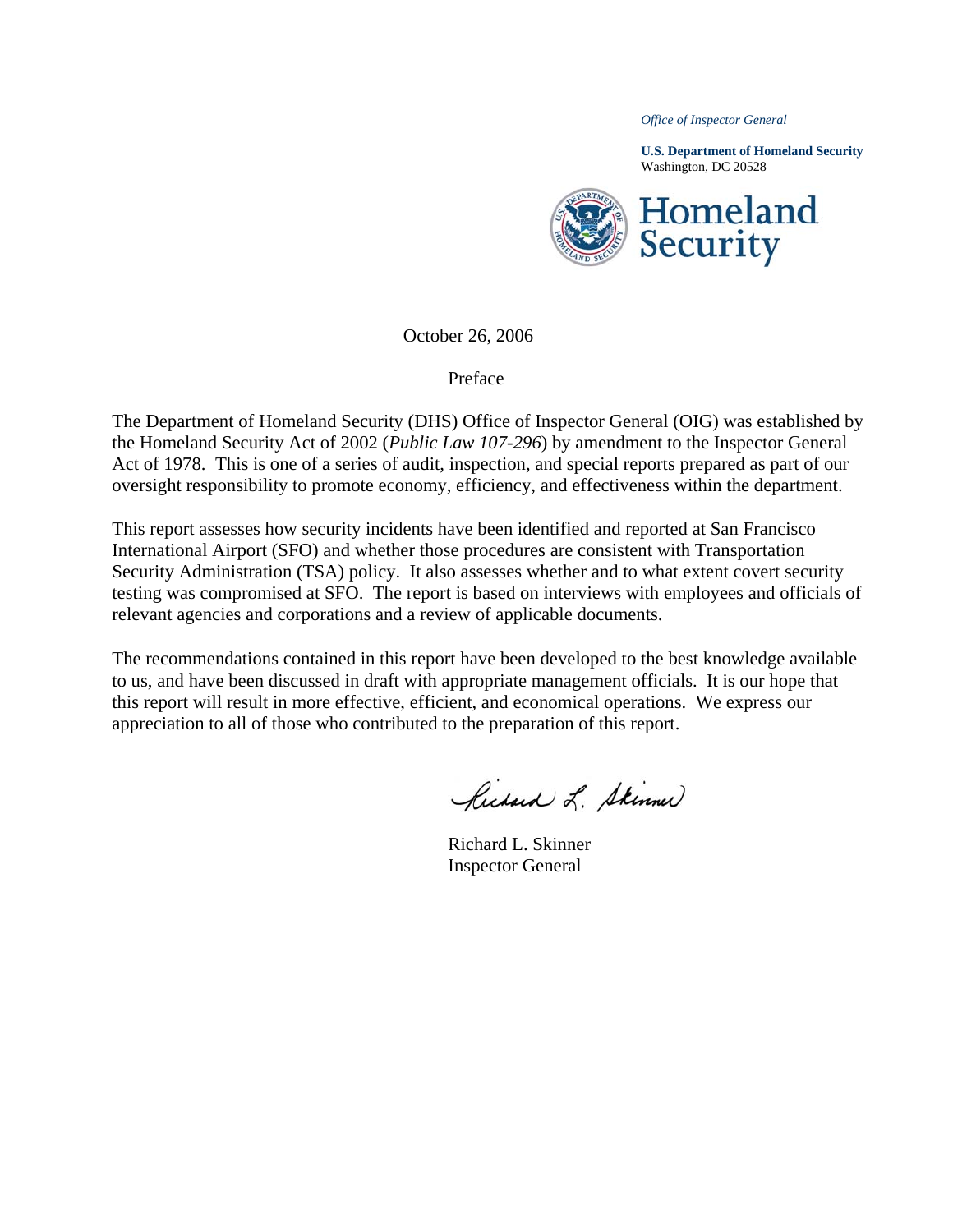*Office of Inspector General*

**U.S. Department of Homeland Security**
Washington, DC 20528

October 26, 2006

Preface

The Department of Homeland Security (DHS) Office of Inspector General (OIG) was established by the Homeland Security Act of 2002 (*Public Law 107-296*) by amendment to the Inspector General Act of 1978. This is one of a series of audit, inspection, and special reports prepared as part of our oversight responsibility to promote economy, efficiency, and effectiveness within the department.

This report assesses how security incidents have been identified and reported at San Francisco International Airport (SFO) and whether those procedures are consistent with Transportation Security Administration (TSA) policy. It also assesses whether and to what extent covert security testing was compromised at SFO. The report is based on interviews with employees and officials of relevant agencies and corporations and a review of applicable documents.

The recommendations contained in this report have been developed to the best knowledge available to us, and have been discussed in draft with appropriate management officials. It is our hope that this report will result in more effective, efficient, and economical operations. We express our appreciation to all of those who contributed to the preparation of this report.

Richard L. Skinner
Inspector General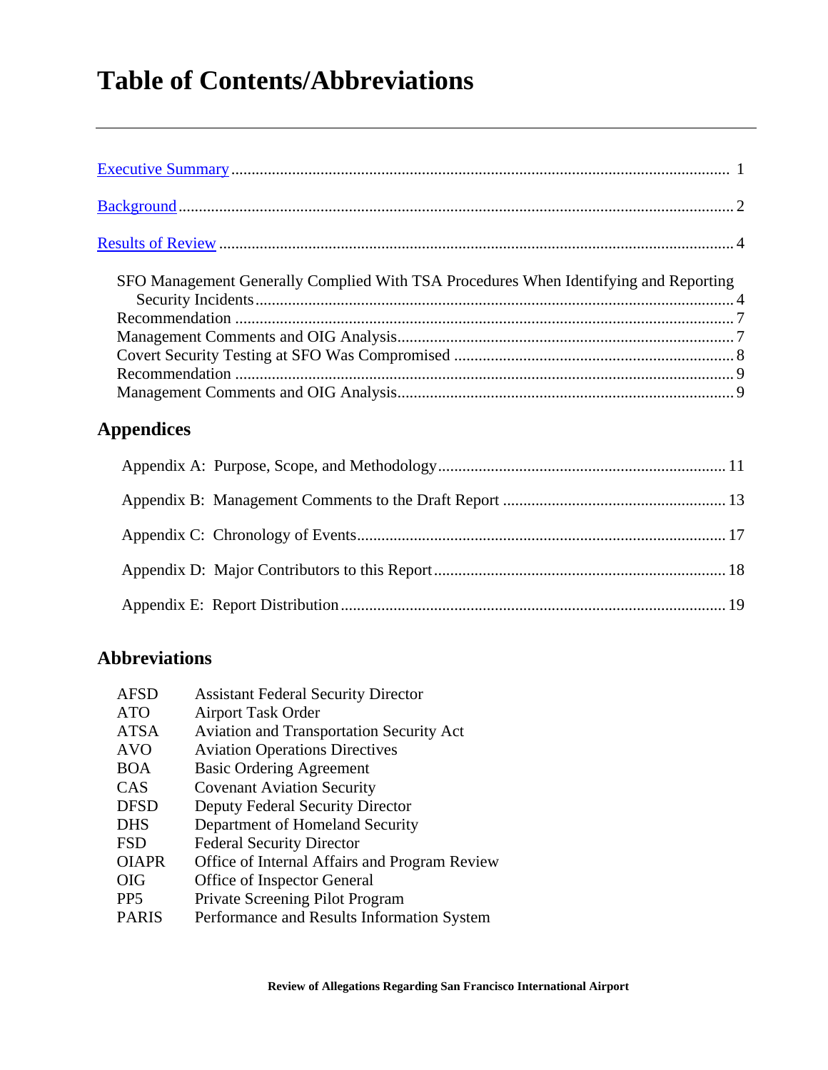# Table of Contents/Abbreviations

Executive Summary .......... 1

Background .......... 2

Results of Review .......... 4

- SFO Management Generally Complied With TSA Procedures When Identifying and Reporting Security Incidents .......... 4
- Recommendation .......... 7
- Management Comments and OIG Analysis .......... 7
- Covert Security Testing at SFO Was Compromised .......... 8
- Recommendation .......... 9
- Management Comments and OIG Analysis .......... 9

## Appendices

- Appendix A: Purpose, Scope, and Methodology .......... 11
- Appendix B: Management Comments to the Draft Report .......... 13
- Appendix C: Chronology of Events .......... 17
- Appendix D: Major Contributors to this Report .......... 18
- Appendix E: Report Distribution .......... 19

## Abbreviations

| | |
|---|---|
| AFSD | Assistant Federal Security Director |
| ATO | Airport Task Order |
| ATSA | Aviation and Transportation Security Act |
| AVO | Aviation Operations Directives |
| BOA | Basic Ordering Agreement |
| CAS | Covenant Aviation Security |
| DFSD | Deputy Federal Security Director |
| DHS | Department of Homeland Security |
| FSD | Federal Security Director |
| OIAPR | Office of Internal Affairs and Program Review |
| OIG | Office of Inspector General |
| PP5 | Private Screening Pilot Program |
| PARIS | Performance and Results Information System |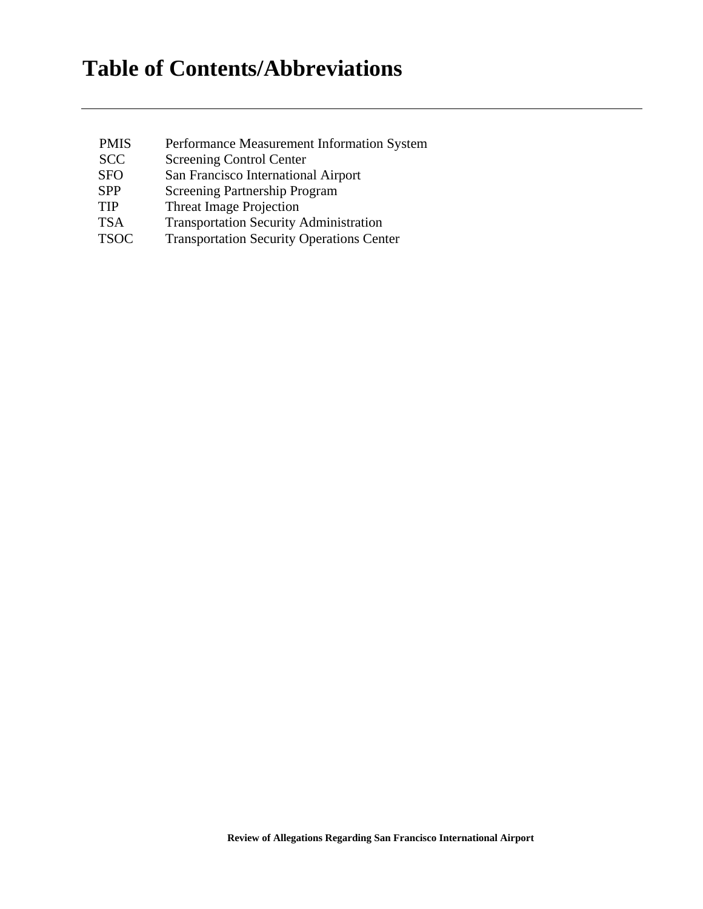# Table of Contents/Abbreviations

| | |
|---|---|
| PMIS | Performance Measurement Information System |
| SCC | Screening Control Center |
| SFO | San Francisco International Airport |
| SPP | Screening Partnership Program |
| TIP | Threat Image Projection |
| TSA | Transportation Security Administration |
| TSOC | Transportation Security Operations Center |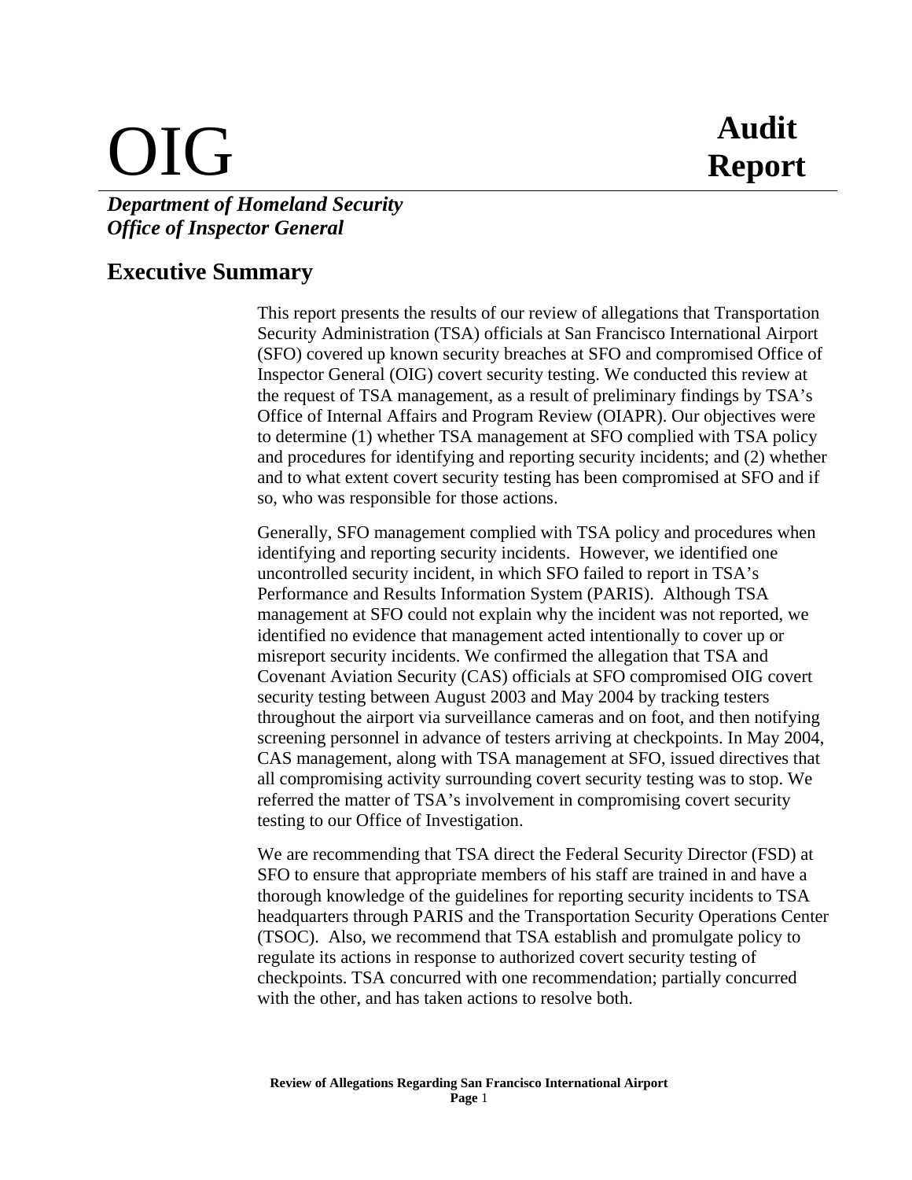# OIG

## Audit Report

***Department of Homeland Security***
***Office of Inspector General***

## Executive Summary

This report presents the results of our review of allegations that Transportation Security Administration (TSA) officials at San Francisco International Airport (SFO) covered up known security breaches at SFO and compromised Office of Inspector General (OIG) covert security testing. We conducted this review at the request of TSA management, as a result of preliminary findings by TSA's Office of Internal Affairs and Program Review (OIAPR). Our objectives were to determine (1) whether TSA management at SFO complied with TSA policy and procedures for identifying and reporting security incidents; and (2) whether and to what extent covert security testing has been compromised at SFO and if so, who was responsible for those actions.

Generally, SFO management complied with TSA policy and procedures when identifying and reporting security incidents. However, we identified one uncontrolled security incident, in which SFO failed to report in TSA's Performance and Results Information System (PARIS). Although TSA management at SFO could not explain why the incident was not reported, we identified no evidence that management acted intentionally to cover up or misreport security incidents. We confirmed the allegation that TSA and Covenant Aviation Security (CAS) officials at SFO compromised OIG covert security testing between August 2003 and May 2004 by tracking testers throughout the airport via surveillance cameras and on foot, and then notifying screening personnel in advance of testers arriving at checkpoints. In May 2004, CAS management, along with TSA management at SFO, issued directives that all compromising activity surrounding covert security testing was to stop. We referred the matter of TSA's involvement in compromising covert security testing to our Office of Investigation.

We are recommending that TSA direct the Federal Security Director (FSD) at SFO to ensure that appropriate members of his staff are trained in and have a thorough knowledge of the guidelines for reporting security incidents to TSA headquarters through PARIS and the Transportation Security Operations Center (TSOC). Also, we recommend that TSA establish and promulgate policy to regulate its actions in response to authorized covert security testing of checkpoints. TSA concurred with one recommendation; partially concurred with the other, and has taken actions to resolve both.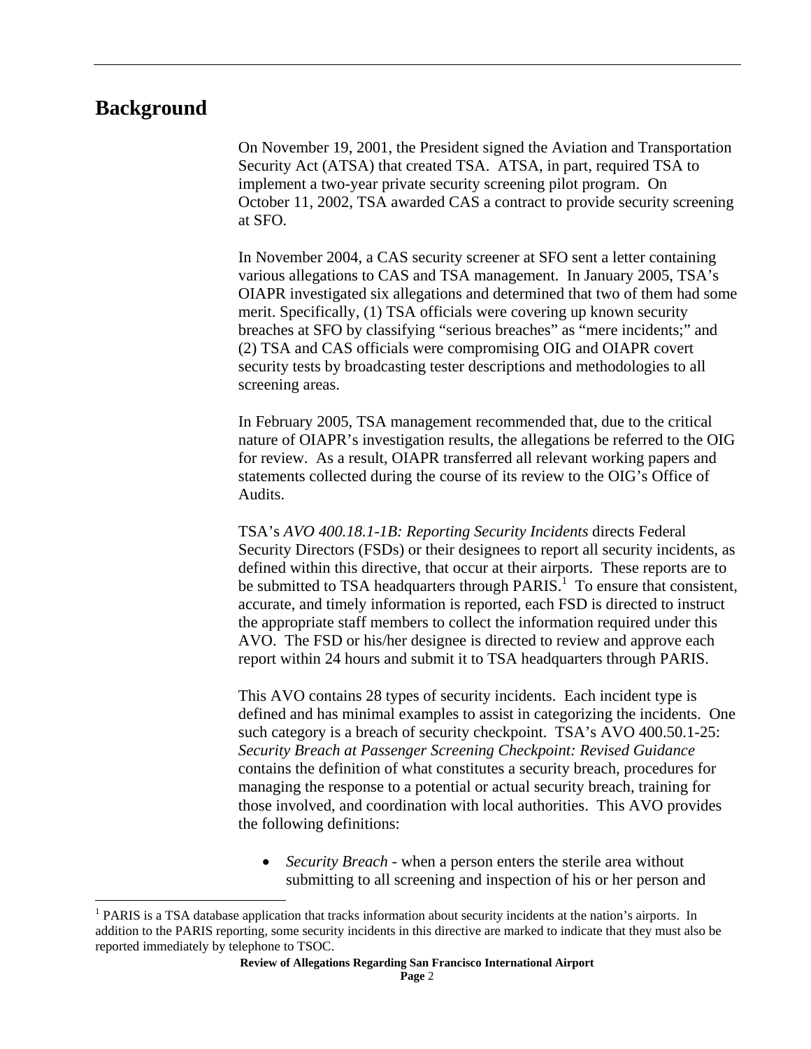## Background

On November 19, 2001, the President signed the Aviation and Transportation Security Act (ATSA) that created TSA. ATSA, in part, required TSA to implement a two-year private security screening pilot program. On October 11, 2002, TSA awarded CAS a contract to provide security screening at SFO.

In November 2004, a CAS security screener at SFO sent a letter containing various allegations to CAS and TSA management. In January 2005, TSA's OIAPR investigated six allegations and determined that two of them had some merit. Specifically, (1) TSA officials were covering up known security breaches at SFO by classifying "serious breaches" as "mere incidents;" and (2) TSA and CAS officials were compromising OIG and OIAPR covert security tests by broadcasting tester descriptions and methodologies to all screening areas.

In February 2005, TSA management recommended that, due to the critical nature of OIAPR's investigation results, the allegations be referred to the OIG for review. As a result, OIAPR transferred all relevant working papers and statements collected during the course of its review to the OIG's Office of Audits.

TSA's *AVO 400.18.1-1B: Reporting Security Incidents* directs Federal Security Directors (FSDs) or their designees to report all security incidents, as defined within this directive, that occur at their airports. These reports are to be submitted to TSA headquarters through PARIS.[1] To ensure that consistent, accurate, and timely information is reported, each FSD is directed to instruct the appropriate staff members to collect the information required under this AVO. The FSD or his/her designee is directed to review and approve each report within 24 hours and submit it to TSA headquarters through PARIS.

This AVO contains 28 types of security incidents. Each incident type is defined and has minimal examples to assist in categorizing the incidents. One such category is a breach of security checkpoint. TSA's AVO 400.50.1-25: *Security Breach at Passenger Screening Checkpoint: Revised Guidance* contains the definition of what constitutes a security breach, procedures for managing the response to a potential or actual security breach, training for those involved, and coordination with local authorities. This AVO provides the following definitions:

- *Security Breach* - when a person enters the sterile area without submitting to all screening and inspection of his or her person and

[1] PARIS is a TSA database application that tracks information about security incidents at the nation's airports. In addition to the PARIS reporting, some security incidents in this directive are marked to indicate that they must also be reported immediately by telephone to TSOC.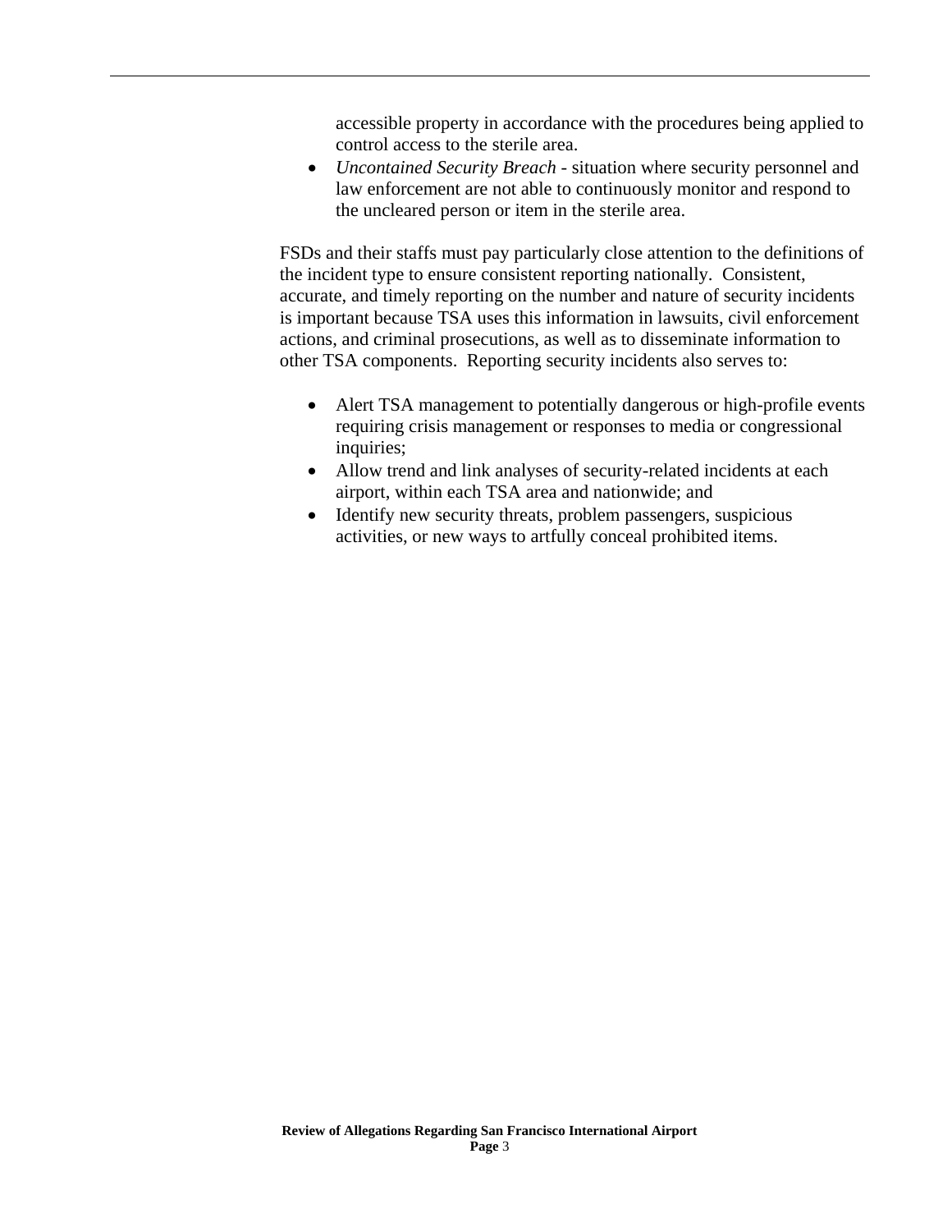accessible property in accordance with the procedures being applied to control access to the sterile area.

- *Uncontained Security Breach* - situation where security personnel and law enforcement are not able to continuously monitor and respond to the uncleared person or item in the sterile area.

FSDs and their staffs must pay particularly close attention to the definitions of the incident type to ensure consistent reporting nationally. Consistent, accurate, and timely reporting on the number and nature of security incidents is important because TSA uses this information in lawsuits, civil enforcement actions, and criminal prosecutions, as well as to disseminate information to other TSA components. Reporting security incidents also serves to:

- Alert TSA management to potentially dangerous or high-profile events requiring crisis management or responses to media or congressional inquiries;
- Allow trend and link analyses of security-related incidents at each airport, within each TSA area and nationwide; and
- Identify new security threats, problem passengers, suspicious activities, or new ways to artfully conceal prohibited items.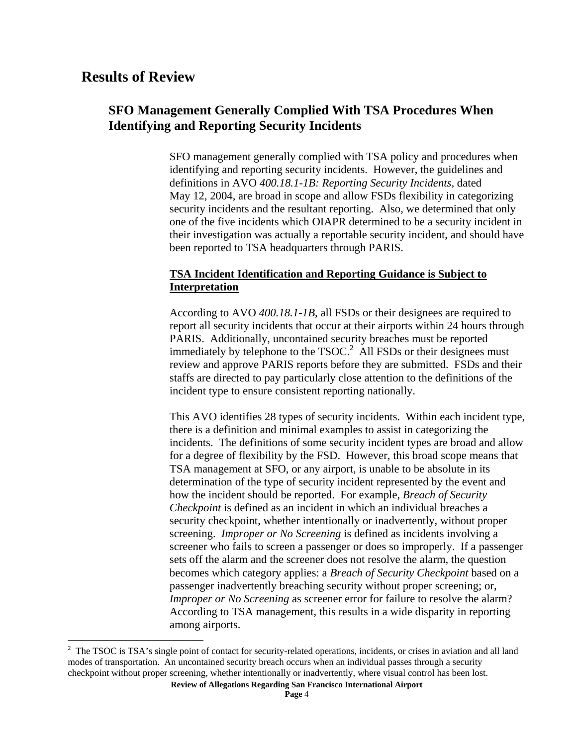# Results of Review

## SFO Management Generally Complied With TSA Procedures When Identifying and Reporting Security Incidents

SFO management generally complied with TSA policy and procedures when identifying and reporting security incidents. However, the guidelines and definitions in AVO *400.18.1-1B: Reporting Security Incidents*, dated May 12, 2004, are broad in scope and allow FSDs flexibility in categorizing security incidents and the resultant reporting. Also, we determined that only one of the five incidents which OIAPR determined to be a security incident in their investigation was actually a reportable security incident, and should have been reported to TSA headquarters through PARIS.

**TSA Incident Identification and Reporting Guidance is Subject to Interpretation**

According to AVO *400.18.1-1B*, all FSDs or their designees are required to report all security incidents that occur at their airports within 24 hours through PARIS. Additionally, uncontained security breaches must be reported immediately by telephone to the TSOC.[2] All FSDs or their designees must review and approve PARIS reports before they are submitted. FSDs and their staffs are directed to pay particularly close attention to the definitions of the incident type to ensure consistent reporting nationally.

This AVO identifies 28 types of security incidents. Within each incident type, there is a definition and minimal examples to assist in categorizing the incidents. The definitions of some security incident types are broad and allow for a degree of flexibility by the FSD. However, this broad scope means that TSA management at SFO, or any airport, is unable to be absolute in its determination of the type of security incident represented by the event and how the incident should be reported. For example, *Breach of Security Checkpoint* is defined as an incident in which an individual breaches a security checkpoint, whether intentionally or inadvertently, without proper screening. *Improper or No Screening* is defined as incidents involving a screener who fails to screen a passenger or does so improperly. If a passenger sets off the alarm and the screener does not resolve the alarm, the question becomes which category applies: a *Breach of Security Checkpoint* based on a passenger inadvertently breaching security without proper screening; or, *Improper or No Screening* as screener error for failure to resolve the alarm? According to TSA management, this results in a wide disparity in reporting among airports.

[2] The TSOC is TSA's single point of contact for security-related operations, incidents, or crises in aviation and all land modes of transportation. An uncontained security breach occurs when an individual passes through a security checkpoint without proper screening, whether intentionally or inadvertently, where visual control has been lost.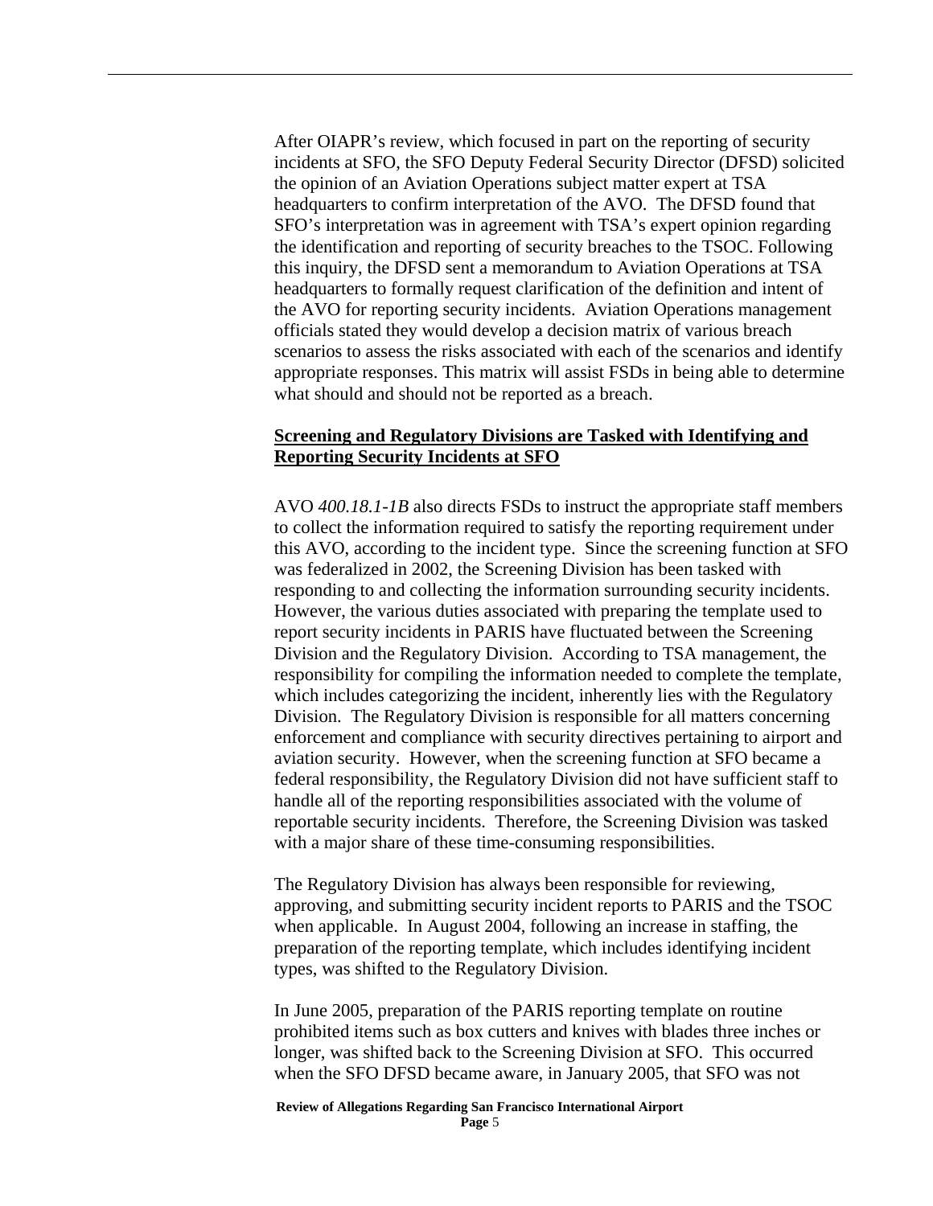After OIAPR's review, which focused in part on the reporting of security incidents at SFO, the SFO Deputy Federal Security Director (DFSD) solicited the opinion of an Aviation Operations subject matter expert at TSA headquarters to confirm interpretation of the AVO. The DFSD found that SFO's interpretation was in agreement with TSA's expert opinion regarding the identification and reporting of security breaches to the TSOC. Following this inquiry, the DFSD sent a memorandum to Aviation Operations at TSA headquarters to formally request clarification of the definition and intent of the AVO for reporting security incidents. Aviation Operations management officials stated they would develop a decision matrix of various breach scenarios to assess the risks associated with each of the scenarios and identify appropriate responses. This matrix will assist FSDs in being able to determine what should and should not be reported as a breach.

## Screening and Regulatory Divisions are Tasked with Identifying and Reporting Security Incidents at SFO

AVO *400.18.1-1B* also directs FSDs to instruct the appropriate staff members to collect the information required to satisfy the reporting requirement under this AVO, according to the incident type. Since the screening function at SFO was federalized in 2002, the Screening Division has been tasked with responding to and collecting the information surrounding security incidents. However, the various duties associated with preparing the template used to report security incidents in PARIS have fluctuated between the Screening Division and the Regulatory Division. According to TSA management, the responsibility for compiling the information needed to complete the template, which includes categorizing the incident, inherently lies with the Regulatory Division. The Regulatory Division is responsible for all matters concerning enforcement and compliance with security directives pertaining to airport and aviation security. However, when the screening function at SFO became a federal responsibility, the Regulatory Division did not have sufficient staff to handle all of the reporting responsibilities associated with the volume of reportable security incidents. Therefore, the Screening Division was tasked with a major share of these time-consuming responsibilities.

The Regulatory Division has always been responsible for reviewing, approving, and submitting security incident reports to PARIS and the TSOC when applicable. In August 2004, following an increase in staffing, the preparation of the reporting template, which includes identifying incident types, was shifted to the Regulatory Division.

In June 2005, preparation of the PARIS reporting template on routine prohibited items such as box cutters and knives with blades three inches or longer, was shifted back to the Screening Division at SFO. This occurred when the SFO DFSD became aware, in January 2005, that SFO was not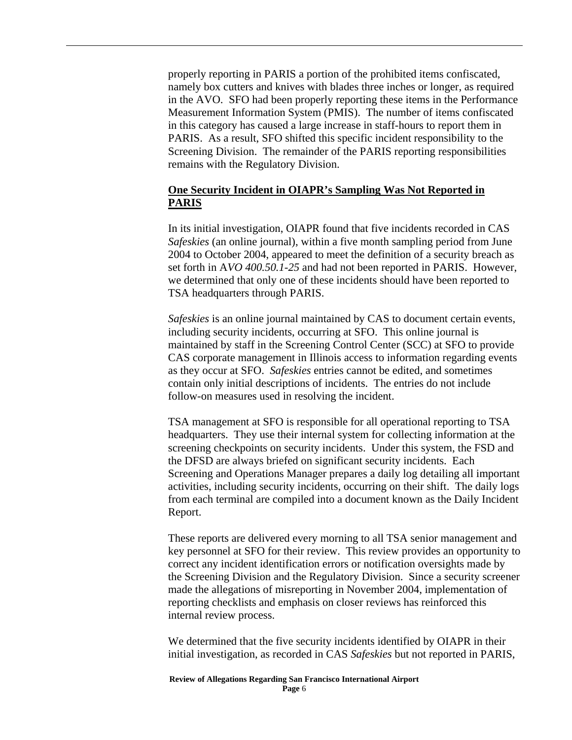properly reporting in PARIS a portion of the prohibited items confiscated, namely box cutters and knives with blades three inches or longer, as required in the AVO. SFO had been properly reporting these items in the Performance Measurement Information System (PMIS). The number of items confiscated in this category has caused a large increase in staff-hours to report them in PARIS. As a result, SFO shifted this specific incident responsibility to the Screening Division. The remainder of the PARIS reporting responsibilities remains with the Regulatory Division.

## One Security Incident in OIAPR's Sampling Was Not Reported in PARIS

In its initial investigation, OIAPR found that five incidents recorded in CAS *Safeskies* (an online journal), within a five month sampling period from June 2004 to October 2004, appeared to meet the definition of a security breach as set forth in A*VO 400.50.1-25* and had not been reported in PARIS. However, we determined that only one of these incidents should have been reported to TSA headquarters through PARIS.

*Safeskies* is an online journal maintained by CAS to document certain events, including security incidents, occurring at SFO. This online journal is maintained by staff in the Screening Control Center (SCC) at SFO to provide CAS corporate management in Illinois access to information regarding events as they occur at SFO. *Safeskies* entries cannot be edited, and sometimes contain only initial descriptions of incidents. The entries do not include follow-on measures used in resolving the incident.

TSA management at SFO is responsible for all operational reporting to TSA headquarters. They use their internal system for collecting information at the screening checkpoints on security incidents. Under this system, the FSD and the DFSD are always briefed on significant security incidents. Each Screening and Operations Manager prepares a daily log detailing all important activities, including security incidents, occurring on their shift. The daily logs from each terminal are compiled into a document known as the Daily Incident Report.

These reports are delivered every morning to all TSA senior management and key personnel at SFO for their review. This review provides an opportunity to correct any incident identification errors or notification oversights made by the Screening Division and the Regulatory Division. Since a security screener made the allegations of misreporting in November 2004, implementation of reporting checklists and emphasis on closer reviews has reinforced this internal review process.

We determined that the five security incidents identified by OIAPR in their initial investigation, as recorded in CAS *Safeskies* but not reported in PARIS,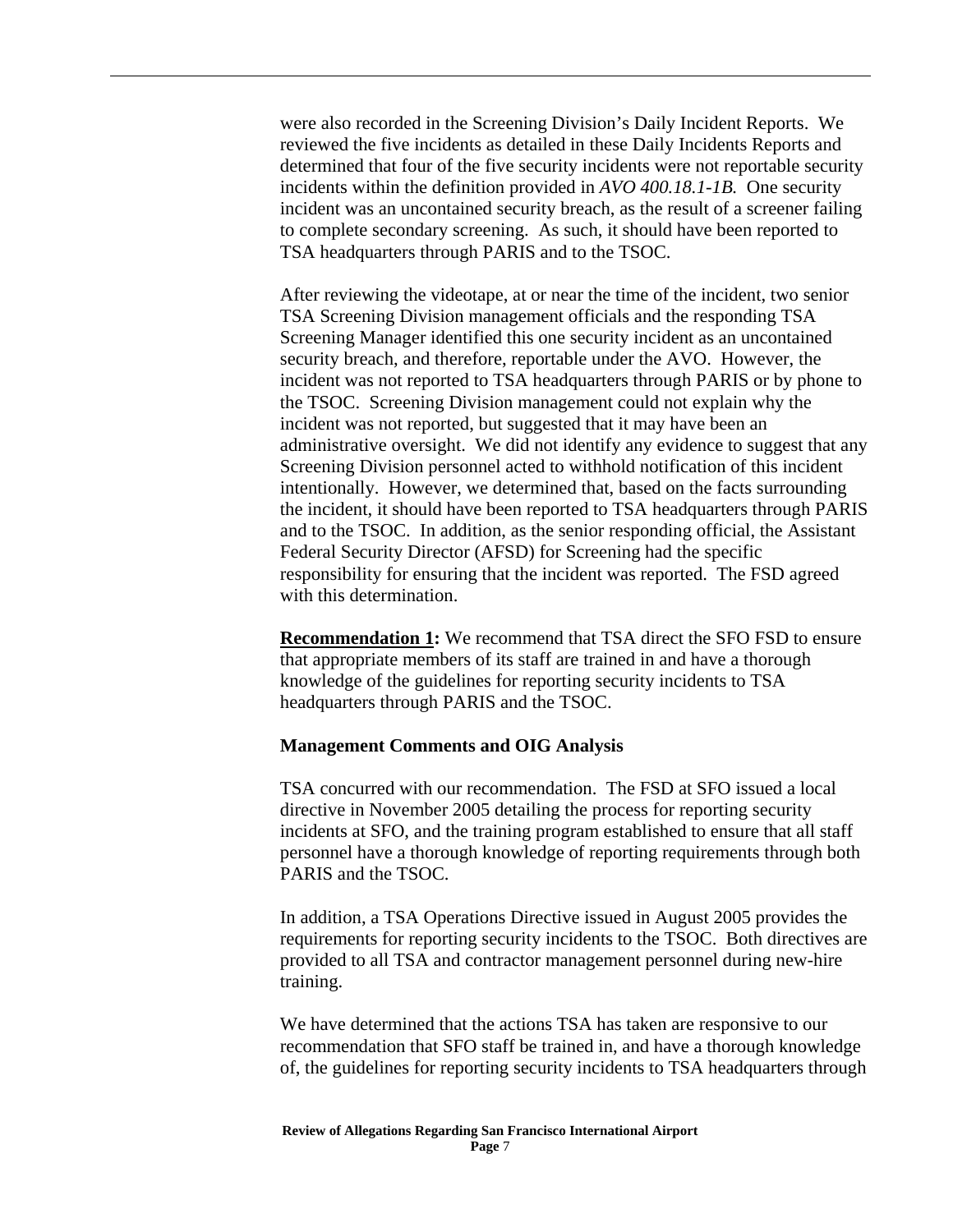were also recorded in the Screening Division's Daily Incident Reports. We reviewed the five incidents as detailed in these Daily Incidents Reports and determined that four of the five security incidents were not reportable security incidents within the definition provided in *AVO 400.18.1-1B.* One security incident was an uncontained security breach, as the result of a screener failing to complete secondary screening. As such, it should have been reported to TSA headquarters through PARIS and to the TSOC.

After reviewing the videotape, at or near the time of the incident, two senior TSA Screening Division management officials and the responding TSA Screening Manager identified this one security incident as an uncontained security breach, and therefore, reportable under the AVO. However, the incident was not reported to TSA headquarters through PARIS or by phone to the TSOC. Screening Division management could not explain why the incident was not reported, but suggested that it may have been an administrative oversight. We did not identify any evidence to suggest that any Screening Division personnel acted to withhold notification of this incident intentionally. However, we determined that, based on the facts surrounding the incident, it should have been reported to TSA headquarters through PARIS and to the TSOC. In addition, as the senior responding official, the Assistant Federal Security Director (AFSD) for Screening had the specific responsibility for ensuring that the incident was reported. The FSD agreed with this determination.

**Recommendation 1:** We recommend that TSA direct the SFO FSD to ensure that appropriate members of its staff are trained in and have a thorough knowledge of the guidelines for reporting security incidents to TSA headquarters through PARIS and the TSOC.

**Management Comments and OIG Analysis**

TSA concurred with our recommendation. The FSD at SFO issued a local directive in November 2005 detailing the process for reporting security incidents at SFO, and the training program established to ensure that all staff personnel have a thorough knowledge of reporting requirements through both PARIS and the TSOC.

In addition, a TSA Operations Directive issued in August 2005 provides the requirements for reporting security incidents to the TSOC. Both directives are provided to all TSA and contractor management personnel during new-hire training.

We have determined that the actions TSA has taken are responsive to our recommendation that SFO staff be trained in, and have a thorough knowledge of, the guidelines for reporting security incidents to TSA headquarters through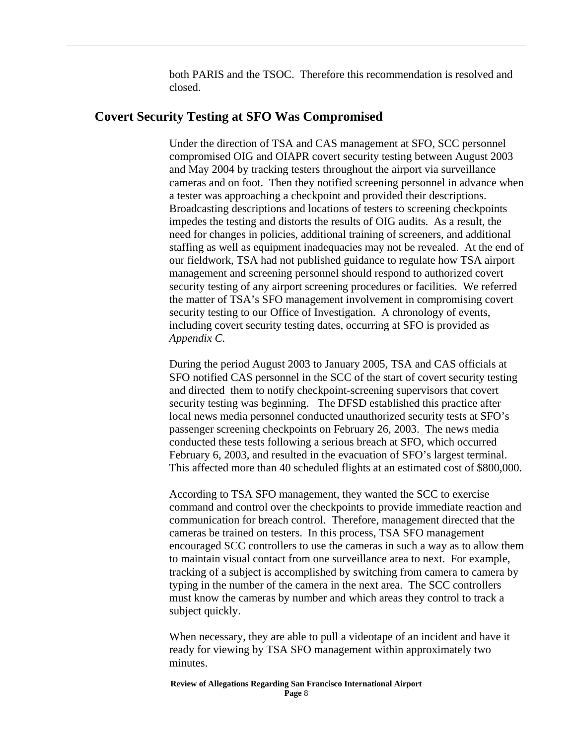both PARIS and the TSOC. Therefore this recommendation is resolved and closed.

## Covert Security Testing at SFO Was Compromised

Under the direction of TSA and CAS management at SFO, SCC personnel compromised OIG and OIAPR covert security testing between August 2003 and May 2004 by tracking testers throughout the airport via surveillance cameras and on foot. Then they notified screening personnel in advance when a tester was approaching a checkpoint and provided their descriptions. Broadcasting descriptions and locations of testers to screening checkpoints impedes the testing and distorts the results of OIG audits. As a result, the need for changes in policies, additional training of screeners, and additional staffing as well as equipment inadequacies may not be revealed. At the end of our fieldwork, TSA had not published guidance to regulate how TSA airport management and screening personnel should respond to authorized covert security testing of any airport screening procedures or facilities. We referred the matter of TSA's SFO management involvement in compromising covert security testing to our Office of Investigation. A chronology of events, including covert security testing dates, occurring at SFO is provided as *Appendix C.*

During the period August 2003 to January 2005, TSA and CAS officials at SFO notified CAS personnel in the SCC of the start of covert security testing and directed them to notify checkpoint-screening supervisors that covert security testing was beginning. The DFSD established this practice after local news media personnel conducted unauthorized security tests at SFO's passenger screening checkpoints on February 26, 2003. The news media conducted these tests following a serious breach at SFO, which occurred February 6, 2003, and resulted in the evacuation of SFO's largest terminal. This affected more than 40 scheduled flights at an estimated cost of $800,000.

According to TSA SFO management, they wanted the SCC to exercise command and control over the checkpoints to provide immediate reaction and communication for breach control. Therefore, management directed that the cameras be trained on testers. In this process, TSA SFO management encouraged SCC controllers to use the cameras in such a way as to allow them to maintain visual contact from one surveillance area to next. For example, tracking of a subject is accomplished by switching from camera to camera by typing in the number of the camera in the next area. The SCC controllers must know the cameras by number and which areas they control to track a subject quickly.

When necessary, they are able to pull a videotape of an incident and have it ready for viewing by TSA SFO management within approximately two minutes.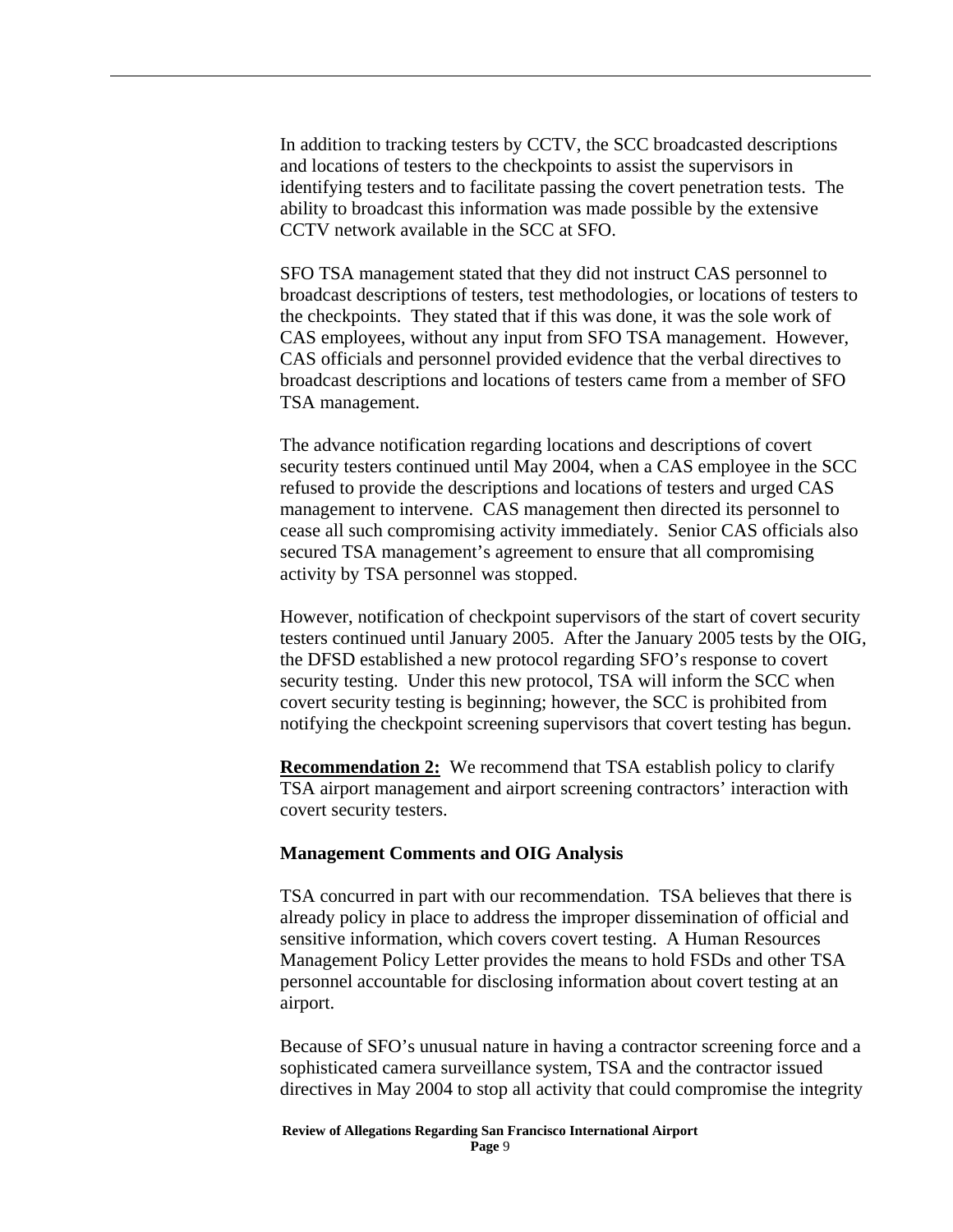In addition to tracking testers by CCTV, the SCC broadcasted descriptions and locations of testers to the checkpoints to assist the supervisors in identifying testers and to facilitate passing the covert penetration tests. The ability to broadcast this information was made possible by the extensive CCTV network available in the SCC at SFO.

SFO TSA management stated that they did not instruct CAS personnel to broadcast descriptions of testers, test methodologies, or locations of testers to the checkpoints. They stated that if this was done, it was the sole work of CAS employees, without any input from SFO TSA management. However, CAS officials and personnel provided evidence that the verbal directives to broadcast descriptions and locations of testers came from a member of SFO TSA management.

The advance notification regarding locations and descriptions of covert security testers continued until May 2004, when a CAS employee in the SCC refused to provide the descriptions and locations of testers and urged CAS management to intervene. CAS management then directed its personnel to cease all such compromising activity immediately. Senior CAS officials also secured TSA management's agreement to ensure that all compromising activity by TSA personnel was stopped.

However, notification of checkpoint supervisors of the start of covert security testers continued until January 2005. After the January 2005 tests by the OIG, the DFSD established a new protocol regarding SFO's response to covert security testing. Under this new protocol, TSA will inform the SCC when covert security testing is beginning; however, the SCC is prohibited from notifying the checkpoint screening supervisors that covert testing has begun.

**Recommendation 2:** We recommend that TSA establish policy to clarify TSA airport management and airport screening contractors' interaction with covert security testers.

**Management Comments and OIG Analysis**

TSA concurred in part with our recommendation. TSA believes that there is already policy in place to address the improper dissemination of official and sensitive information, which covers covert testing. A Human Resources Management Policy Letter provides the means to hold FSDs and other TSA personnel accountable for disclosing information about covert testing at an airport.

Because of SFO's unusual nature in having a contractor screening force and a sophisticated camera surveillance system, TSA and the contractor issued directives in May 2004 to stop all activity that could compromise the integrity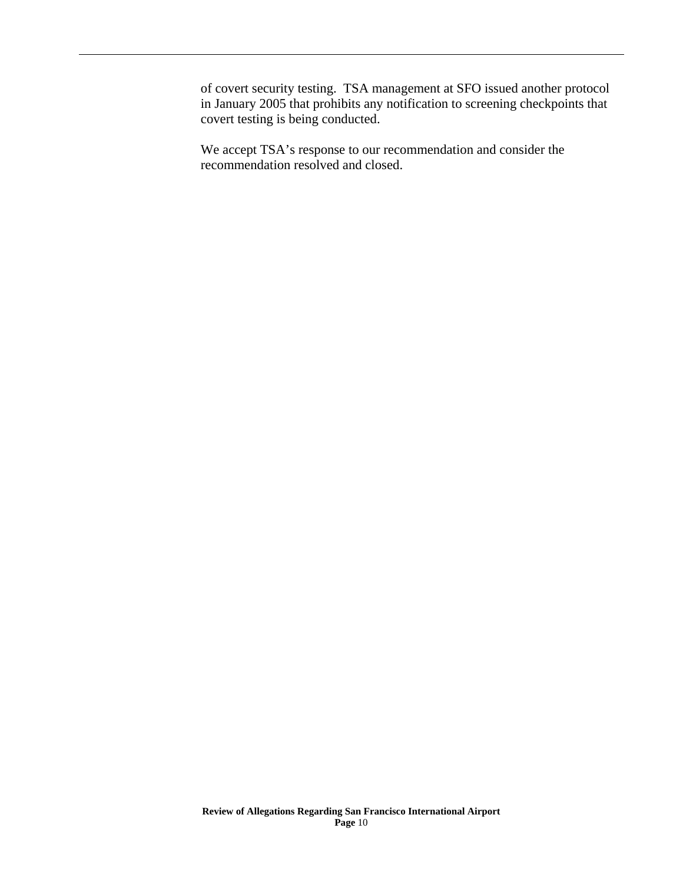of covert security testing. TSA management at SFO issued another protocol in January 2005 that prohibits any notification to screening checkpoints that covert testing is being conducted.

We accept TSA's response to our recommendation and consider the recommendation resolved and closed.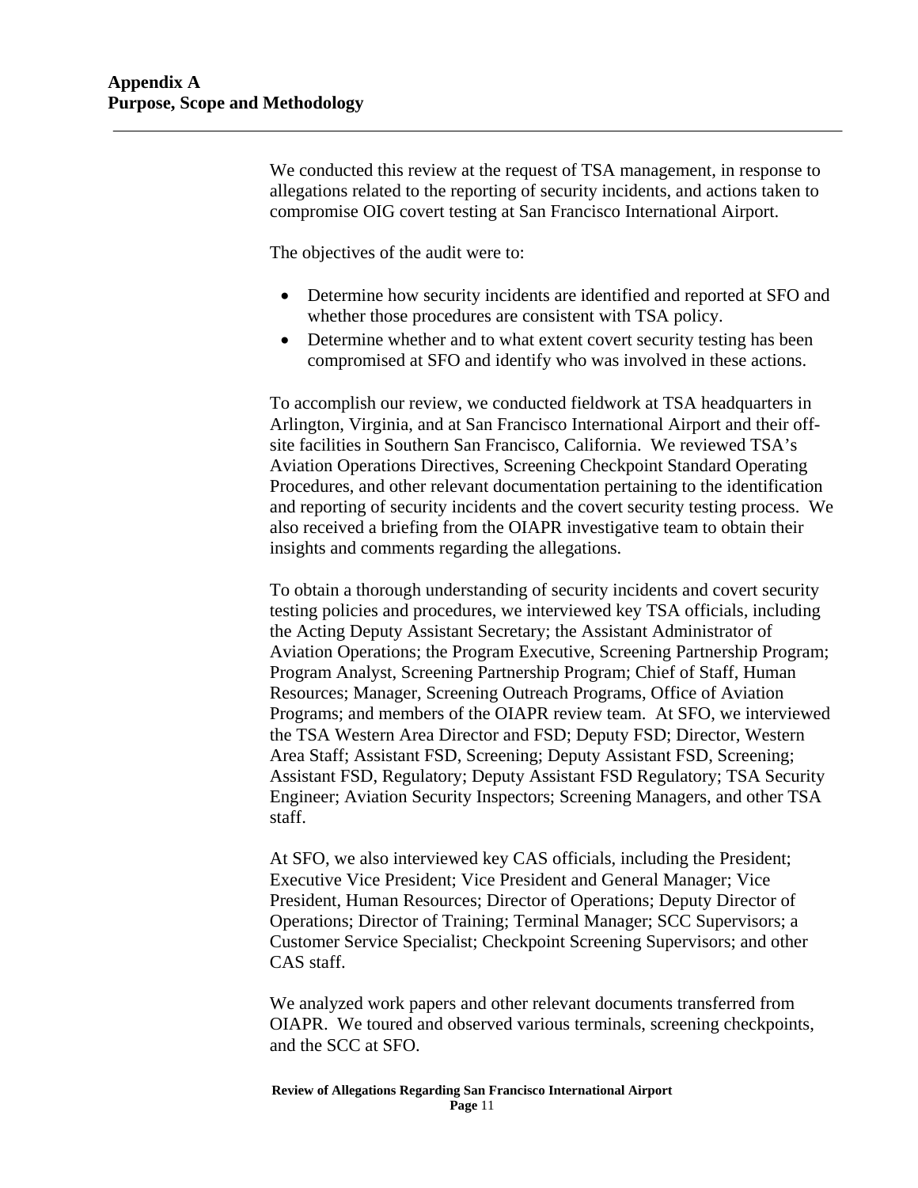# Appendix A
# Purpose, Scope and Methodology

We conducted this review at the request of TSA management, in response to allegations related to the reporting of security incidents, and actions taken to compromise OIG covert testing at San Francisco International Airport.

The objectives of the audit were to:

- Determine how security incidents are identified and reported at SFO and whether those procedures are consistent with TSA policy.
- Determine whether and to what extent covert security testing has been compromised at SFO and identify who was involved in these actions.

To accomplish our review, we conducted fieldwork at TSA headquarters in Arlington, Virginia, and at San Francisco International Airport and their off-site facilities in Southern San Francisco, California. We reviewed TSA's Aviation Operations Directives, Screening Checkpoint Standard Operating Procedures, and other relevant documentation pertaining to the identification and reporting of security incidents and the covert security testing process. We also received a briefing from the OIAPR investigative team to obtain their insights and comments regarding the allegations.

To obtain a thorough understanding of security incidents and covert security testing policies and procedures, we interviewed key TSA officials, including the Acting Deputy Assistant Secretary; the Assistant Administrator of Aviation Operations; the Program Executive, Screening Partnership Program; Program Analyst, Screening Partnership Program; Chief of Staff, Human Resources; Manager, Screening Outreach Programs, Office of Aviation Programs; and members of the OIAPR review team. At SFO, we interviewed the TSA Western Area Director and FSD; Deputy FSD; Director, Western Area Staff; Assistant FSD, Screening; Deputy Assistant FSD, Screening; Assistant FSD, Regulatory; Deputy Assistant FSD Regulatory; TSA Security Engineer; Aviation Security Inspectors; Screening Managers, and other TSA staff.

At SFO, we also interviewed key CAS officials, including the President; Executive Vice President; Vice President and General Manager; Vice President, Human Resources; Director of Operations; Deputy Director of Operations; Director of Training; Terminal Manager; SCC Supervisors; a Customer Service Specialist; Checkpoint Screening Supervisors; and other CAS staff.

We analyzed work papers and other relevant documents transferred from OIAPR. We toured and observed various terminals, screening checkpoints, and the SCC at SFO.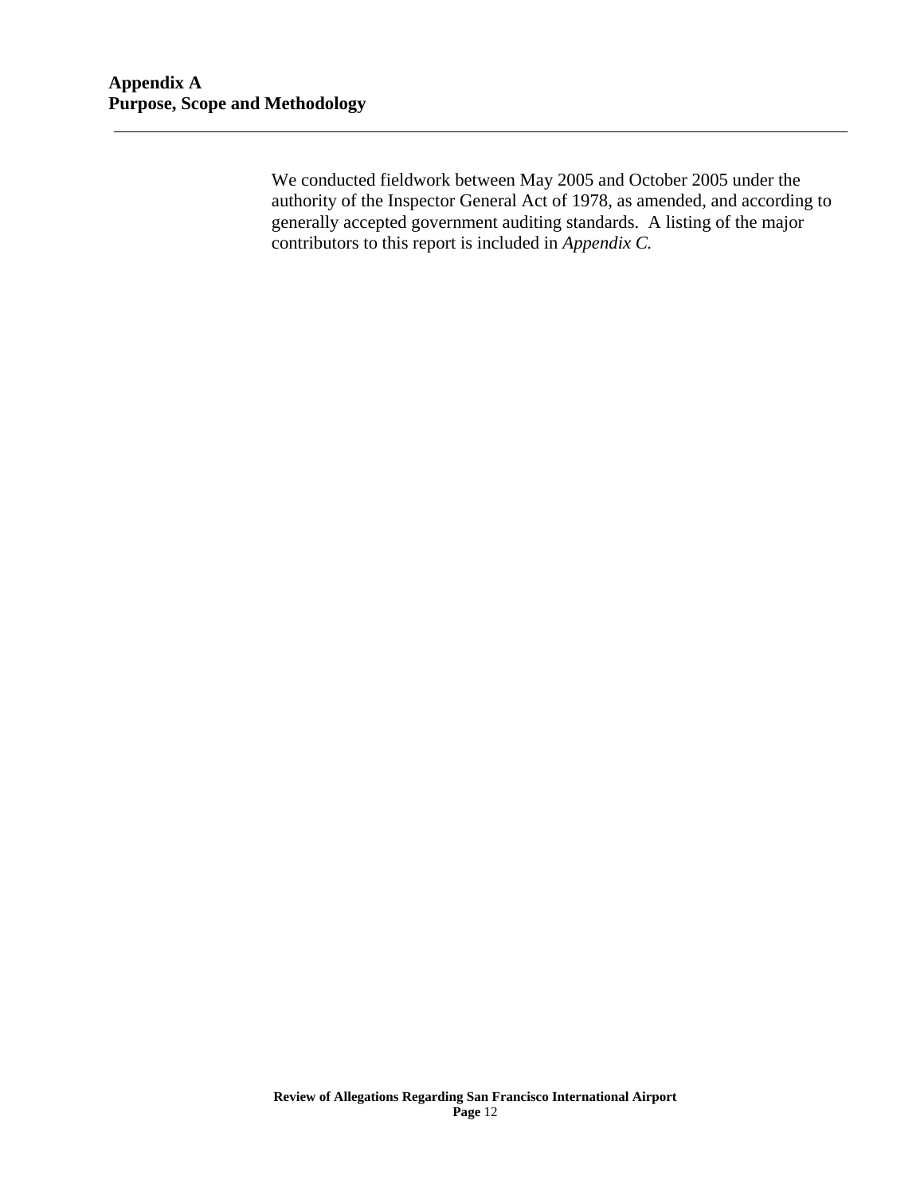**Appendix A**
**Purpose, Scope and Methodology**

We conducted fieldwork between May 2005 and October 2005 under the authority of the Inspector General Act of 1978, as amended, and according to generally accepted government auditing standards. A listing of the major contributors to this report is included in *Appendix C.*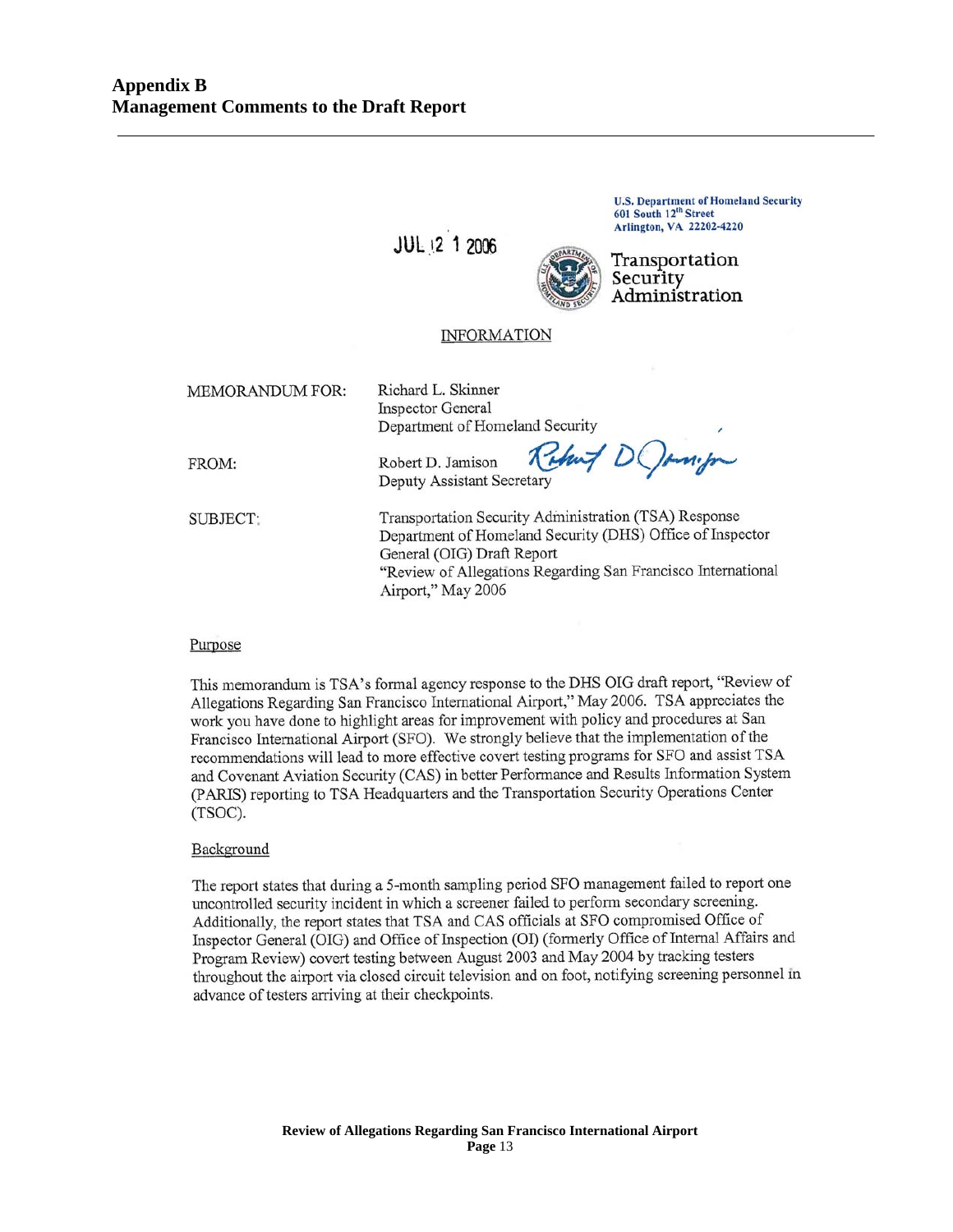# Appendix B
# Management Comments to the Draft Report

U.S. Department of Homeland Security
601 South 12th Street
Arlington, VA 22202-4220

JUL 21 2006

Transportation Security Administration

INFORMATION

MEMORANDUM FOR: Richard L. Skinner
Inspector General
Department of Homeland Security

FROM: Robert D. Jamison
Deputy Assistant Secretary

SUBJECT: Transportation Security Administration (TSA) Response Department of Homeland Security (DHS) Office of Inspector General (OIG) Draft Report "Review of Allegations Regarding San Francisco International Airport," May 2006

Purpose

This memorandum is TSA's formal agency response to the DHS OIG draft report, "Review of Allegations Regarding San Francisco International Airport," May 2006. TSA appreciates the work you have done to highlight areas for improvement with policy and procedures at San Francisco International Airport (SFO). We strongly believe that the implementation of the recommendations will lead to more effective covert testing programs for SFO and assist TSA and Covenant Aviation Security (CAS) in better Performance and Results Information System (PARIS) reporting to TSA Headquarters and the Transportation Security Operations Center (TSOC).

Background

The report states that during a 5-month sampling period SFO management failed to report one uncontrolled security incident in which a screener failed to perform secondary screening. Additionally, the report states that TSA and CAS officials at SFO compromised Office of Inspector General (OIG) and Office of Inspection (OI) (formerly Office of Internal Affairs and Program Review) covert testing between August 2003 and May 2004 by tracking testers throughout the airport via closed circuit television and on foot, notifying screening personnel in advance of testers arriving at their checkpoints.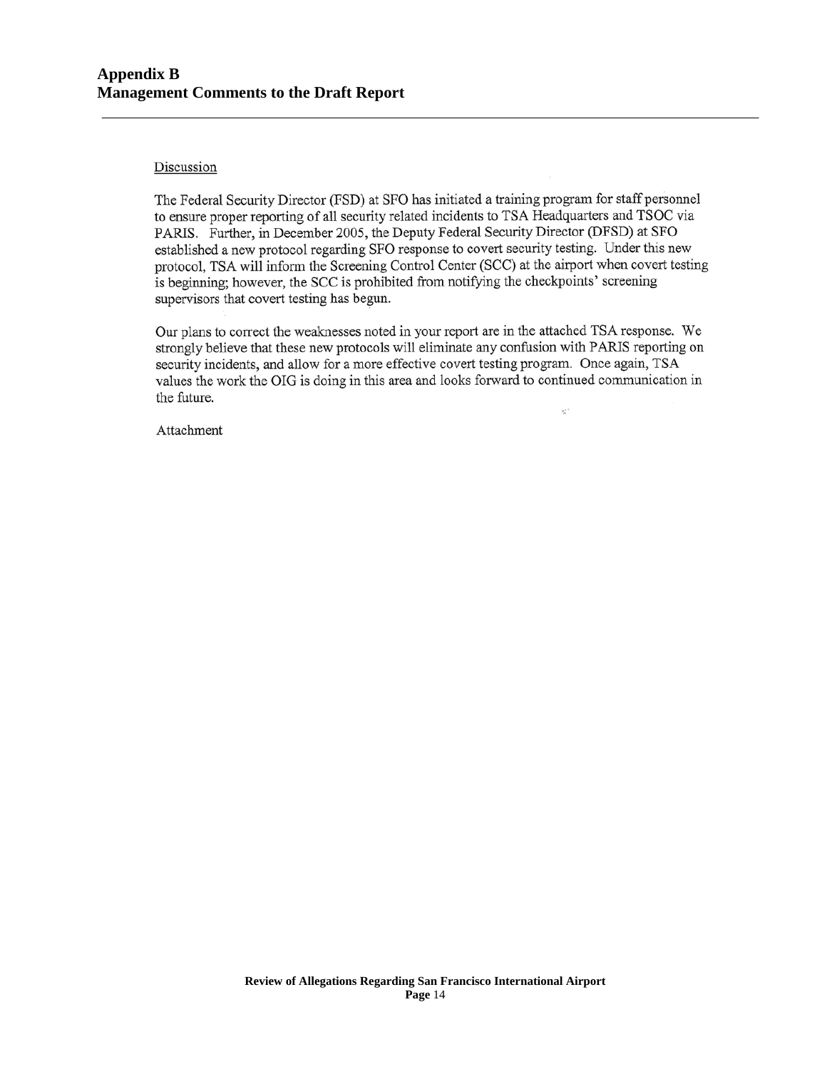## Appendix B
## Management Comments to the Draft Report

Discussion

The Federal Security Director (FSD) at SFO has initiated a training program for staff personnel to ensure proper reporting of all security related incidents to TSA Headquarters and TSOC via PARIS. Further, in December 2005, the Deputy Federal Security Director (DFSD) at SFO established a new protocol regarding SFO response to covert security testing. Under this new protocol, TSA will inform the Screening Control Center (SCC) at the airport when covert testing is beginning; however, the SCC is prohibited from notifying the checkpoints' screening supervisors that covert testing has begun.

Our plans to correct the weaknesses noted in your report are in the attached TSA response. We strongly believe that these new protocols will eliminate any confusion with PARIS reporting on security incidents, and allow for a more effective covert testing program. Once again, TSA values the work the OIG is doing in this area and looks forward to continued communication in the future.

Attachment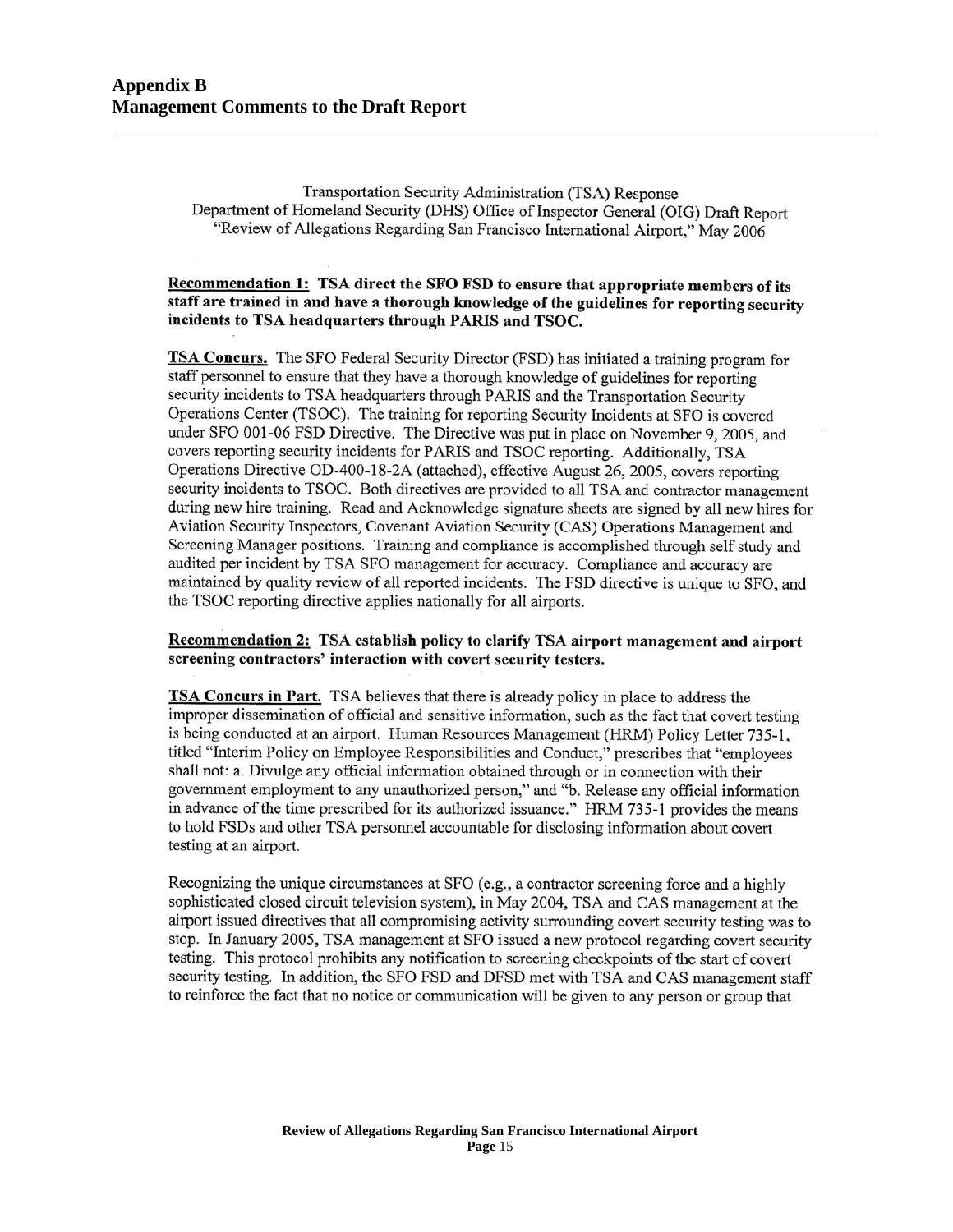# Appendix B
# Management Comments to the Draft Report

Transportation Security Administration (TSA) Response
Department of Homeland Security (DHS) Office of Inspector General (OIG) Draft Report
"Review of Allegations Regarding San Francisco International Airport," May 2006

**Recommendation 1: TSA direct the SFO FSD to ensure that appropriate members of its staff are trained in and have a thorough knowledge of the guidelines for reporting security incidents to TSA headquarters through PARIS and TSOC.**

**TSA Concurs.** The SFO Federal Security Director (FSD) has initiated a training program for staff personnel to ensure that they have a thorough knowledge of guidelines for reporting security incidents to TSA headquarters through PARIS and the Transportation Security Operations Center (TSOC). The training for reporting Security Incidents at SFO is covered under SFO 001-06 FSD Directive. The Directive was put in place on November 9, 2005, and covers reporting security incidents for PARIS and TSOC reporting. Additionally, TSA Operations Directive OD-400-18-2A (attached), effective August 26, 2005, covers reporting security incidents to TSOC. Both directives are provided to all TSA and contractor management during new hire training. Read and Acknowledge signature sheets are signed by all new hires for Aviation Security Inspectors, Covenant Aviation Security (CAS) Operations Management and Screening Manager positions. Training and compliance is accomplished through self study and audited per incident by TSA SFO management for accuracy. Compliance and accuracy are maintained by quality review of all reported incidents. The FSD directive is unique to SFO, and the TSOC reporting directive applies nationally for all airports.

**Recommendation 2: TSA establish policy to clarify TSA airport management and airport screening contractors' interaction with covert security testers.**

**TSA Concurs in Part.** TSA believes that there is already policy in place to address the improper dissemination of official and sensitive information, such as the fact that covert testing is being conducted at an airport. Human Resources Management (HRM) Policy Letter 735-1, titled "Interim Policy on Employee Responsibilities and Conduct," prescribes that "employees shall not: a. Divulge any official information obtained through or in connection with their government employment to any unauthorized person," and "b. Release any official information in advance of the time prescribed for its authorized issuance." HRM 735-1 provides the means to hold FSDs and other TSA personnel accountable for disclosing information about covert testing at an airport.

Recognizing the unique circumstances at SFO (e.g., a contractor screening force and a highly sophisticated closed circuit television system), in May 2004, TSA and CAS management at the airport issued directives that all compromising activity surrounding covert security testing was to stop. In January 2005, TSA management at SFO issued a new protocol regarding covert security testing. This protocol prohibits any notification to screening checkpoints of the start of covert security testing. In addition, the SFO FSD and DFSD met with TSA and CAS management staff to reinforce the fact that no notice or communication will be given to any person or group that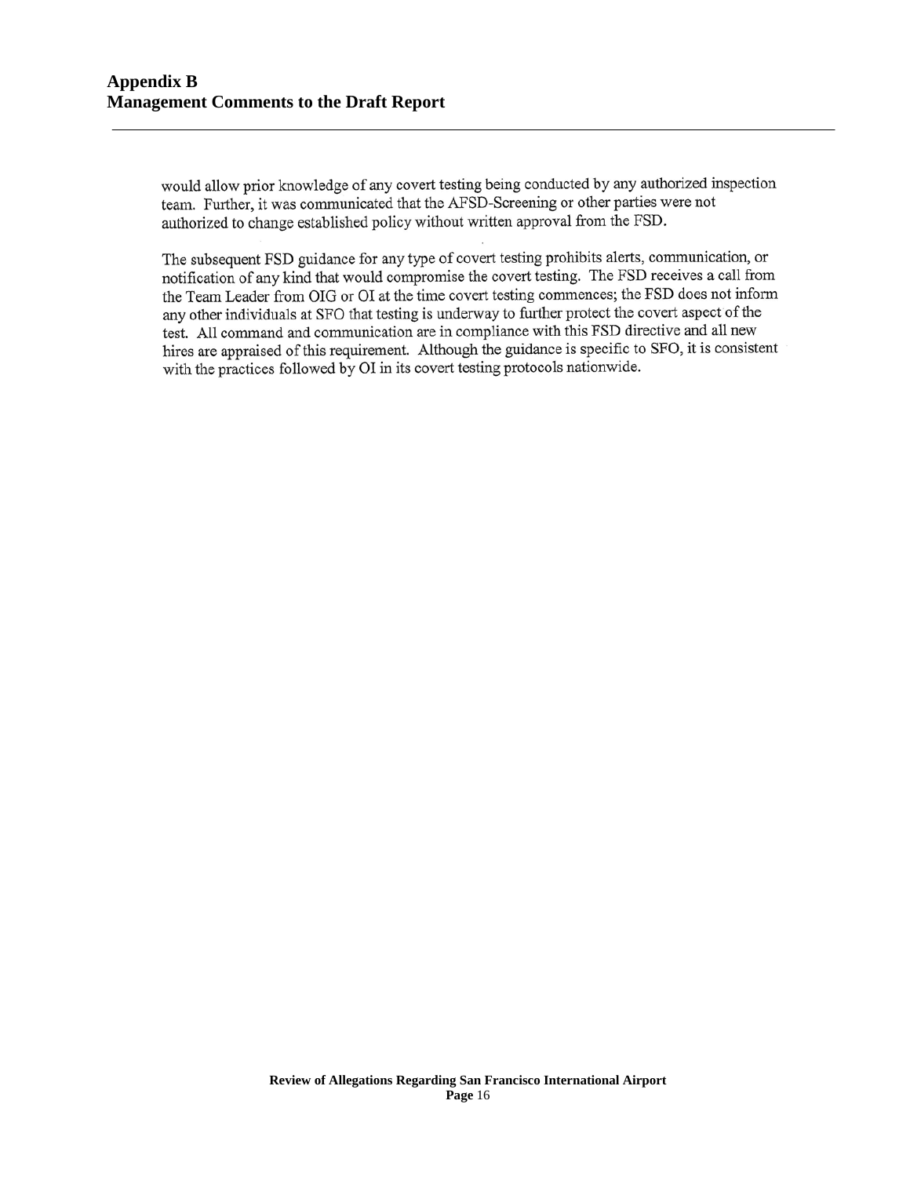# Appendix B
# Management Comments to the Draft Report

would allow prior knowledge of any covert testing being conducted by any authorized inspection team. Further, it was communicated that the AFSD-Screening or other parties were not authorized to change established policy without written approval from the FSD.

The subsequent FSD guidance for any type of covert testing prohibits alerts, communication, or notification of any kind that would compromise the covert testing. The FSD receives a call from the Team Leader from OIG or OI at the time covert testing commences; the FSD does not inform any other individuals at SFO that testing is underway to further protect the covert aspect of the test. All command and communication are in compliance with this FSD directive and all new hires are appraised of this requirement. Although the guidance is specific to SFO, it is consistent with the practices followed by OI in its covert testing protocols nationwide.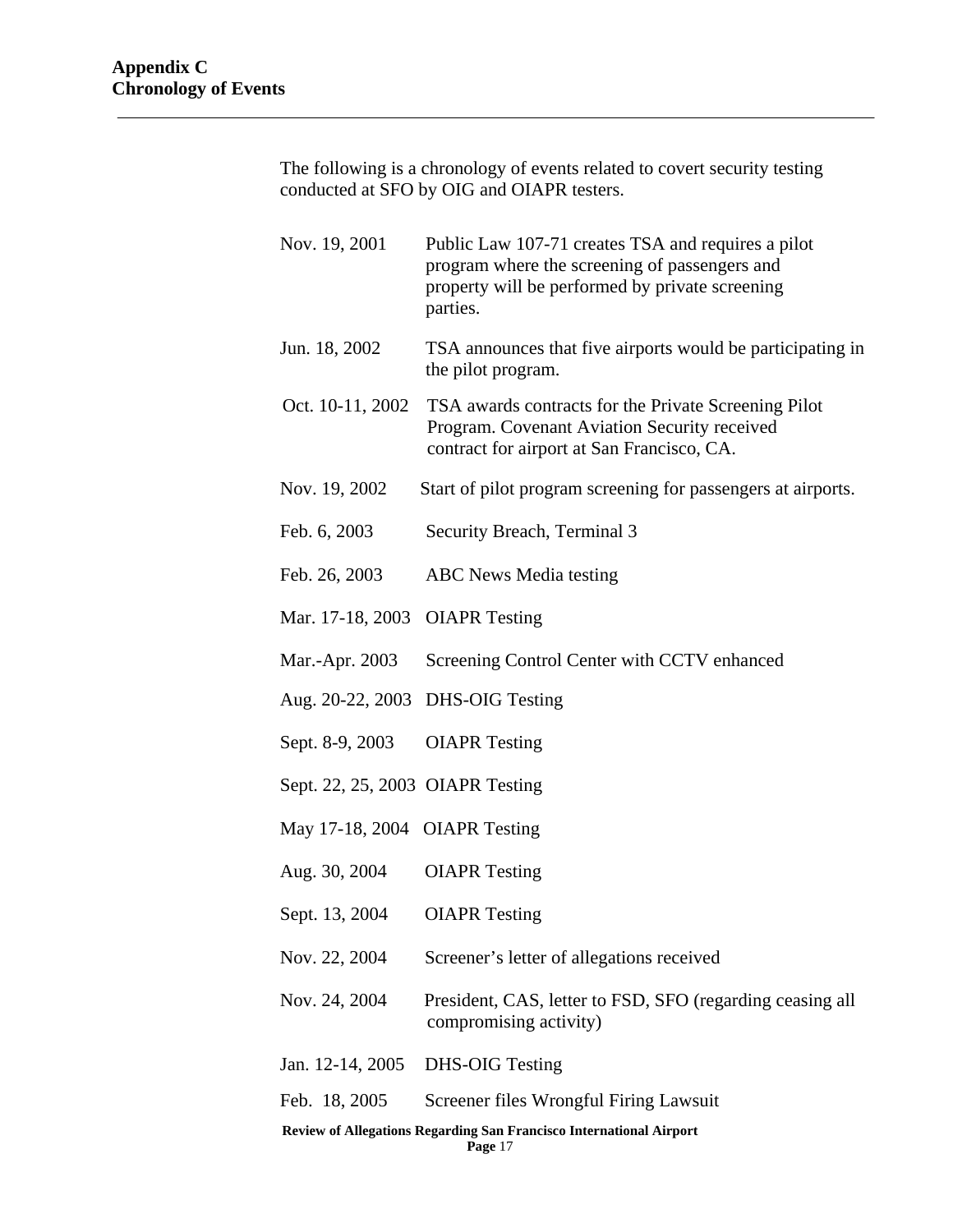**Appendix C**
**Chronology of Events**

The following is a chronology of events related to covert security testing conducted at SFO by OIG and OIAPR testers.

| | |
|---|---|
| Nov. 19, 2001 | Public Law 107-71 creates TSA and requires a pilot program where the screening of passengers and property will be performed by private screening parties. |
| Jun. 18, 2002 | TSA announces that five airports would be participating in the pilot program. |
| Oct. 10-11, 2002 | TSA awards contracts for the Private Screening Pilot Program. Covenant Aviation Security received contract for airport at San Francisco, CA. |
| Nov. 19, 2002 | Start of pilot program screening for passengers at airports. |
| Feb. 6, 2003 | Security Breach, Terminal 3 |
| Feb. 26, 2003 | ABC News Media testing |
| Mar. 17-18, 2003 | OIAPR Testing |
| Mar.-Apr. 2003 | Screening Control Center with CCTV enhanced |
| Aug. 20-22, 2003 | DHS-OIG Testing |
| Sept. 8-9, 2003 | OIAPR Testing |
| Sept. 22, 25, 2003 | OIAPR Testing |
| May 17-18, 2004 | OIAPR Testing |
| Aug. 30, 2004 | OIAPR Testing |
| Sept. 13, 2004 | OIAPR Testing |
| Nov. 22, 2004 | Screener's letter of allegations received |
| Nov. 24, 2004 | President, CAS, letter to FSD, SFO (regarding ceasing all compromising activity) |
| Jan. 12-14, 2005 | DHS-OIG Testing |
| Feb. 18, 2005 | Screener files Wrongful Firing Lawsuit |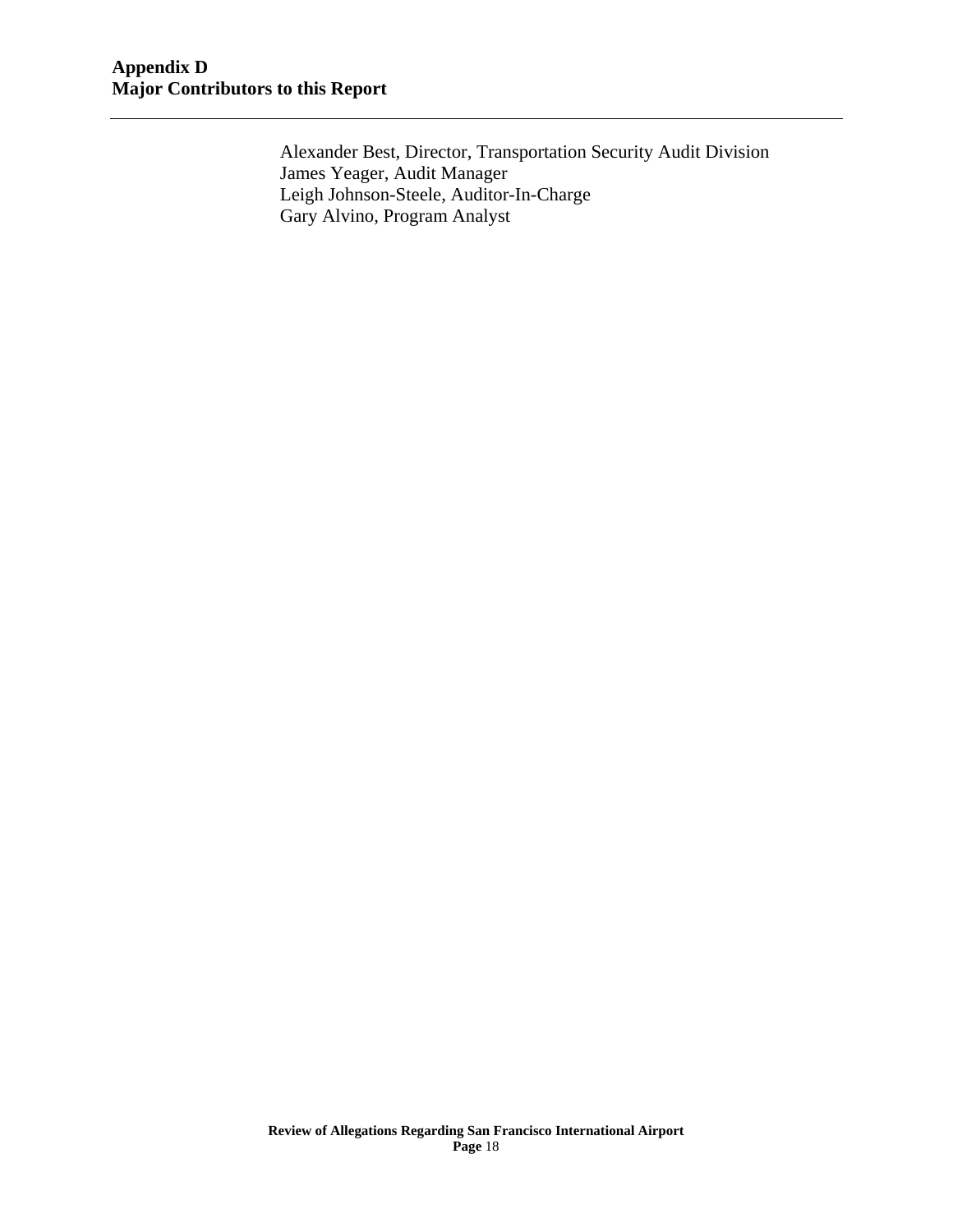**Appendix D**
**Major Contributors to this Report**

Alexander Best, Director, Transportation Security Audit Division
James Yeager, Audit Manager
Leigh Johnson-Steele, Auditor-In-Charge
Gary Alvino, Program Analyst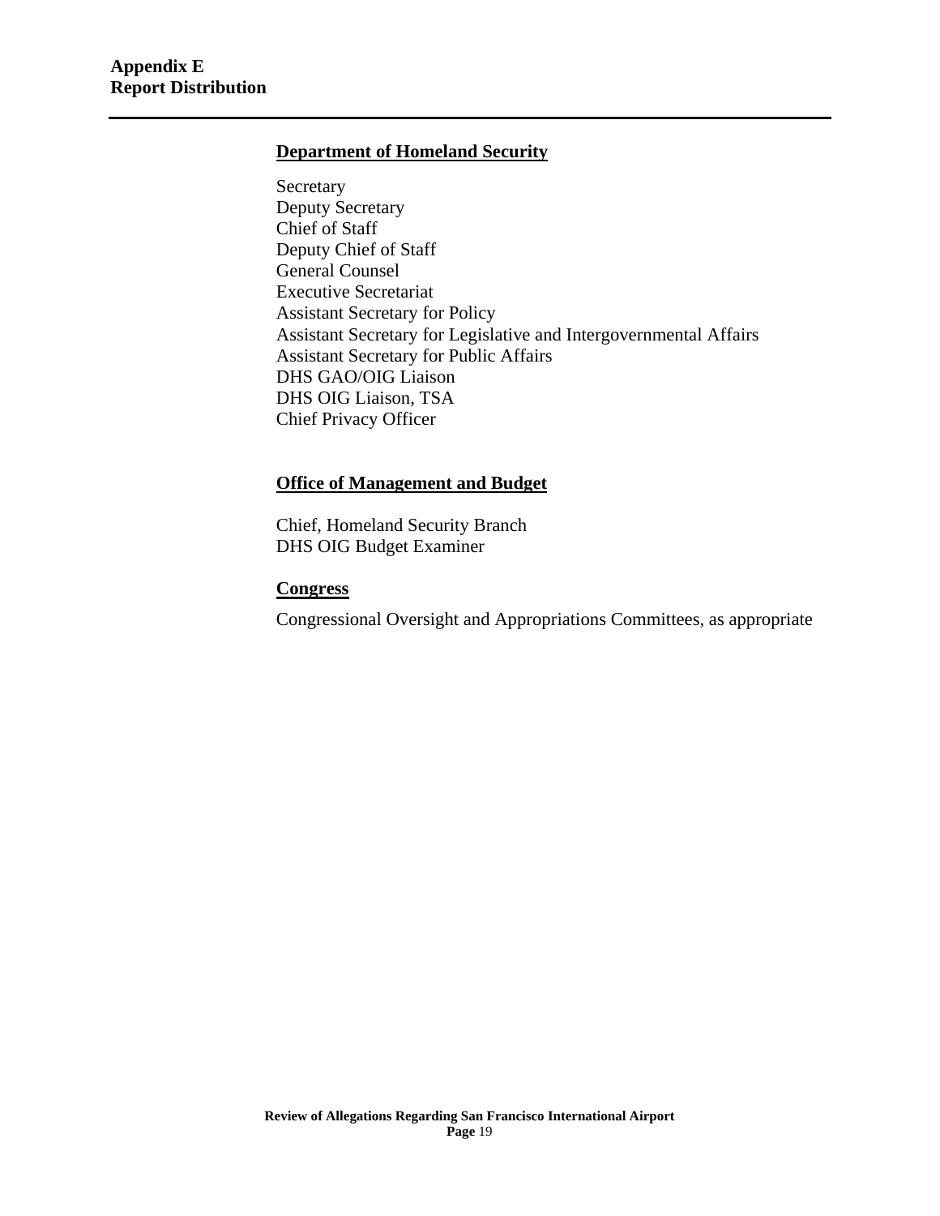# Appendix E
# Report Distribution

## Department of Homeland Security

Secretary
Deputy Secretary
Chief of Staff
Deputy Chief of Staff
General Counsel
Executive Secretariat
Assistant Secretary for Policy
Assistant Secretary for Legislative and Intergovernmental Affairs
Assistant Secretary for Public Affairs
DHS GAO/OIG Liaison
DHS OIG Liaison, TSA
Chief Privacy Officer

## Office of Management and Budget

Chief, Homeland Security Branch
DHS OIG Budget Examiner

## Congress

Congressional Oversight and Appropriations Committees, as appropriate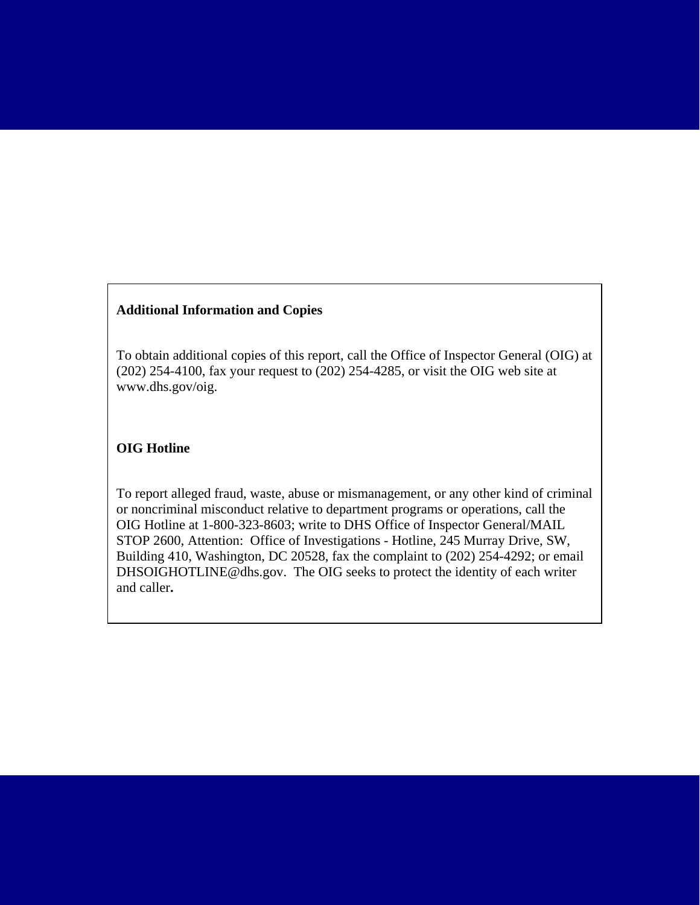**Additional Information and Copies**

To obtain additional copies of this report, call the Office of Inspector General (OIG) at (202) 254-4100, fax your request to (202) 254-4285, or visit the OIG web site at www.dhs.gov/oig.

**OIG Hotline**

To report alleged fraud, waste, abuse or mismanagement, or any other kind of criminal or noncriminal misconduct relative to department programs or operations, call the OIG Hotline at 1-800-323-8603; write to DHS Office of Inspector General/MAIL STOP 2600, Attention: Office of Investigations - Hotline, 245 Murray Drive, SW, Building 410, Washington, DC 20528, fax the complaint to (202) 254-4292; or email DHSOIGHOTLINE@dhs.gov. The OIG seeks to protect the identity of each writer and caller.